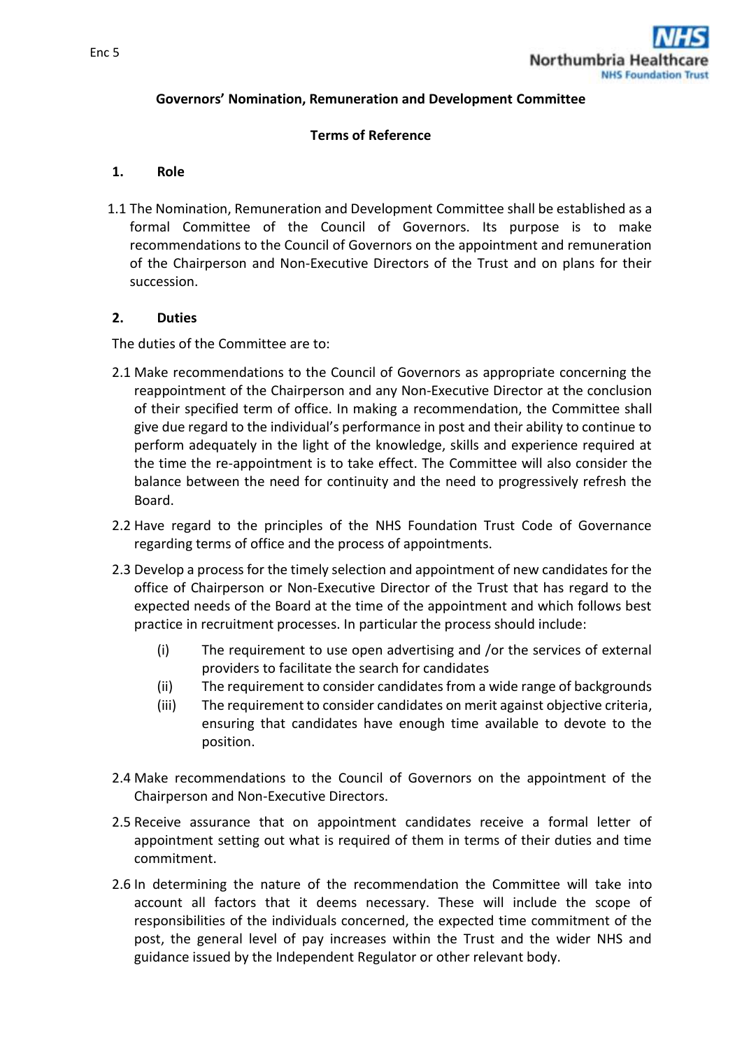Enc 5

## Governors' Nomination, Remuneration and Development Committee

### Terms of Reference

**1. Role**

1.1 The Nomination, Remuneration and Development Committee shall be established as a formal Committee of the Council of Governors. Its purpose is to make recommendations to the Council of Governors on the appointment and remuneration of the Chairperson and Non-Executive Directors of the Trust and on plans for their succession.

**2. Duties**

The duties of the Committee are to:

2.1 Make recommendations to the Council of Governors as appropriate concerning the reappointment of the Chairperson and any Non-Executive Director at the conclusion of their specified term of office. In making a recommendation, the Committee shall give due regard to the individual's performance in post and their ability to continue to perform adequately in the light of the knowledge, skills and experience required at the time the re-appointment is to take effect. The Committee will also consider the balance between the need for continuity and the need to progressively refresh the Board.

2.2 Have regard to the principles of the NHS Foundation Trust Code of Governance regarding terms of office and the process of appointments.

2.3 Develop a process for the timely selection and appointment of new candidates for the office of Chairperson or Non-Executive Director of the Trust that has regard to the expected needs of the Board at the time of the appointment and which follows best practice in recruitment processes. In particular the process should include:

- (i) The requirement to use open advertising and /or the services of external providers to facilitate the search for candidates
- (ii) The requirement to consider candidates from a wide range of backgrounds
- (iii) The requirement to consider candidates on merit against objective criteria, ensuring that candidates have enough time available to devote to the position.

2.4 Make recommendations to the Council of Governors on the appointment of the Chairperson and Non-Executive Directors.

2.5 Receive assurance that on appointment candidates receive a formal letter of appointment setting out what is required of them in terms of their duties and time commitment.

2.6 In determining the nature of the recommendation the Committee will take into account all factors that it deems necessary. These will include the scope of responsibilities of the individuals concerned, the expected time commitment of the post, the general level of pay increases within the Trust and the wider NHS and guidance issued by the Independent Regulator or other relevant body.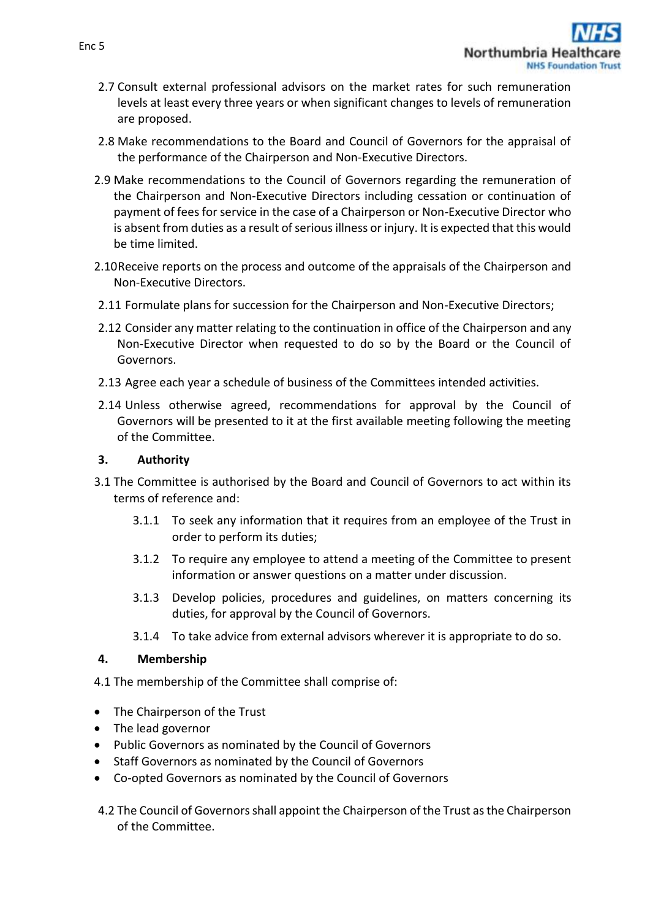2.7 Consult external professional advisors on the market rates for such remuneration levels at least every three years or when significant changes to levels of remuneration are proposed.

2.8 Make recommendations to the Board and Council of Governors for the appraisal of the performance of the Chairperson and Non-Executive Directors.

2.9 Make recommendations to the Council of Governors regarding the remuneration of the Chairperson and Non-Executive Directors including cessation or continuation of payment of fees for service in the case of a Chairperson or Non-Executive Director who is absent from duties as a result of serious illness or injury. It is expected that this would be time limited.

2.10 Receive reports on the process and outcome of the appraisals of the Chairperson and Non-Executive Directors.

2.11 Formulate plans for succession for the Chairperson and Non-Executive Directors;

2.12 Consider any matter relating to the continuation in office of the Chairperson and any Non-Executive Director when requested to do so by the Board or the Council of Governors.

2.13 Agree each year a schedule of business of the Committees intended activities.

2.14 Unless otherwise agreed, recommendations for approval by the Council of Governors will be presented to it at the first available meeting following the meeting of the Committee.

## 3. Authority

3.1 The Committee is authorised by the Board and Council of Governors to act within its terms of reference and:

3.1.1 To seek any information that it requires from an employee of the Trust in order to perform its duties;

3.1.2 To require any employee to attend a meeting of the Committee to present information or answer questions on a matter under discussion.

3.1.3 Develop policies, procedures and guidelines, on matters concerning its duties, for approval by the Council of Governors.

3.1.4 To take advice from external advisors wherever it is appropriate to do so.

## 4. Membership

4.1 The membership of the Committee shall comprise of:

- The Chairperson of the Trust
- The lead governor
- Public Governors as nominated by the Council of Governors
- Staff Governors as nominated by the Council of Governors
- Co-opted Governors as nominated by the Council of Governors

4.2 The Council of Governors shall appoint the Chairperson of the Trust as the Chairperson of the Committee.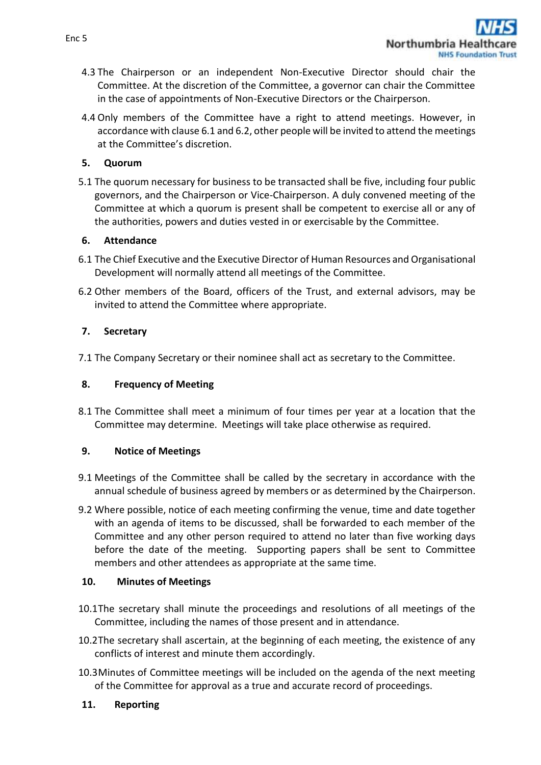4.3 The Chairperson or an independent Non-Executive Director should chair the Committee. At the discretion of the Committee, a governor can chair the Committee in the case of appointments of Non-Executive Directors or the Chairperson.

4.4 Only members of the Committee have a right to attend meetings. However, in accordance with clause 6.1 and 6.2, other people will be invited to attend the meetings at the Committee's discretion.

## 5. Quorum

5.1 The quorum necessary for business to be transacted shall be five, including four public governors, and the Chairperson or Vice-Chairperson. A duly convened meeting of the Committee at which a quorum is present shall be competent to exercise all or any of the authorities, powers and duties vested in or exercisable by the Committee.

## 6. Attendance

6.1 The Chief Executive and the Executive Director of Human Resources and Organisational Development will normally attend all meetings of the Committee.

6.2 Other members of the Board, officers of the Trust, and external advisors, may be invited to attend the Committee where appropriate.

## 7. Secretary

7.1 The Company Secretary or their nominee shall act as secretary to the Committee.

## 8. Frequency of Meeting

8.1 The Committee shall meet a minimum of four times per year at a location that the Committee may determine. Meetings will take place otherwise as required.

## 9. Notice of Meetings

9.1 Meetings of the Committee shall be called by the secretary in accordance with the annual schedule of business agreed by members or as determined by the Chairperson.

9.2 Where possible, notice of each meeting confirming the venue, time and date together with an agenda of items to be discussed, shall be forwarded to each member of the Committee and any other person required to attend no later than five working days before the date of the meeting. Supporting papers shall be sent to Committee members and other attendees as appropriate at the same time.

## 10. Minutes of Meetings

10.1 The secretary shall minute the proceedings and resolutions of all meetings of the Committee, including the names of those present and in attendance.

10.2 The secretary shall ascertain, at the beginning of each meeting, the existence of any conflicts of interest and minute them accordingly.

10.3 Minutes of Committee meetings will be included on the agenda of the next meeting of the Committee for approval as a true and accurate record of proceedings.

## 11. Reporting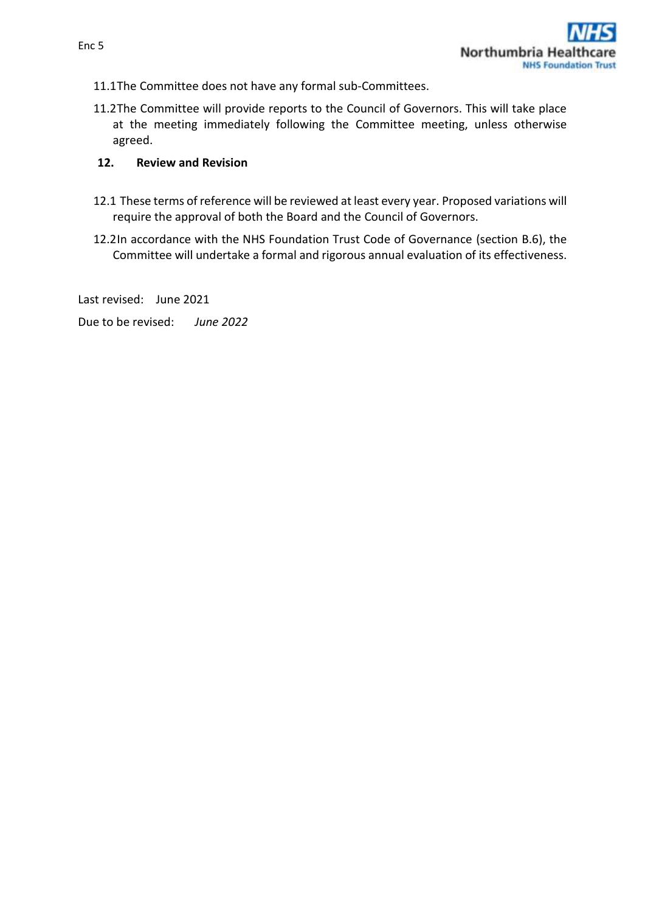11.1 The Committee does not have any formal sub-Committees.

11.2 The Committee will provide reports to the Council of Governors. This will take place at the meeting immediately following the Committee meeting, unless otherwise agreed.

## 12. Review and Revision

12.1 These terms of reference will be reviewed at least every year. Proposed variations will require the approval of both the Board and the Council of Governors.

12.2 In accordance with the NHS Foundation Trust Code of Governance (section B.6), the Committee will undertake a formal and rigorous annual evaluation of its effectiveness.

Last revised: June 2021

Due to be revised: *June 2022*